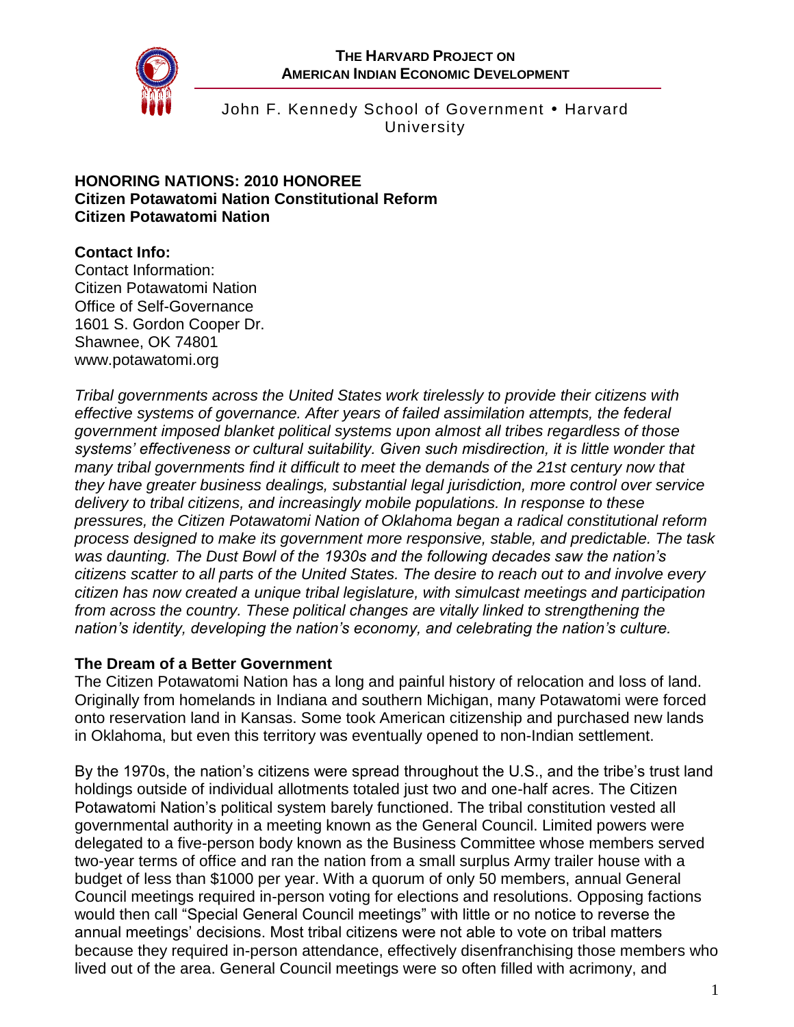**THE HARVARD PROJECT ON AMERICAN INDIAN ECONOMIC DEVELOPMENT**

John F. Kennedy School of Government • Harvard University

**HONORING NATIONS: 2010 HONOREE**
**Citizen Potawatomi Nation Constitutional Reform**
**Citizen Potawatomi Nation**

**Contact Info:**
Contact Information:
Citizen Potawatomi Nation
Office of Self-Governance
1601 S. Gordon Cooper Dr.
Shawnee, OK 74801
www.potawatomi.org

*Tribal governments across the United States work tirelessly to provide their citizens with effective systems of governance. After years of failed assimilation attempts, the federal government imposed blanket political systems upon almost all tribes regardless of those systems' effectiveness or cultural suitability. Given such misdirection, it is little wonder that many tribal governments find it difficult to meet the demands of the 21st century now that they have greater business dealings, substantial legal jurisdiction, more control over service delivery to tribal citizens, and increasingly mobile populations. In response to these pressures, the Citizen Potawatomi Nation of Oklahoma began a radical constitutional reform process designed to make its government more responsive, stable, and predictable. The task was daunting. The Dust Bowl of the 1930s and the following decades saw the nation's citizens scatter to all parts of the United States. The desire to reach out to and involve every citizen has now created a unique tribal legislature, with simulcast meetings and participation from across the country. These political changes are vitally linked to strengthening the nation's identity, developing the nation's economy, and celebrating the nation's culture.*

## The Dream of a Better Government

The Citizen Potawatomi Nation has a long and painful history of relocation and loss of land. Originally from homelands in Indiana and southern Michigan, many Potawatomi were forced onto reservation land in Kansas. Some took American citizenship and purchased new lands in Oklahoma, but even this territory was eventually opened to non-Indian settlement.

By the 1970s, the nation's citizens were spread throughout the U.S., and the tribe's trust land holdings outside of individual allotments totaled just two and one-half acres. The Citizen Potawatomi Nation's political system barely functioned. The tribal constitution vested all governmental authority in a meeting known as the General Council. Limited powers were delegated to a five-person body known as the Business Committee whose members served two-year terms of office and ran the nation from a small surplus Army trailer house with a budget of less than $1000 per year. With a quorum of only 50 members, annual General Council meetings required in-person voting for elections and resolutions. Opposing factions would then call "Special General Council meetings" with little or no notice to reverse the annual meetings' decisions. Most tribal citizens were not able to vote on tribal matters because they required in-person attendance, effectively disenfranchising those members who lived out of the area. General Council meetings were so often filled with acrimony, and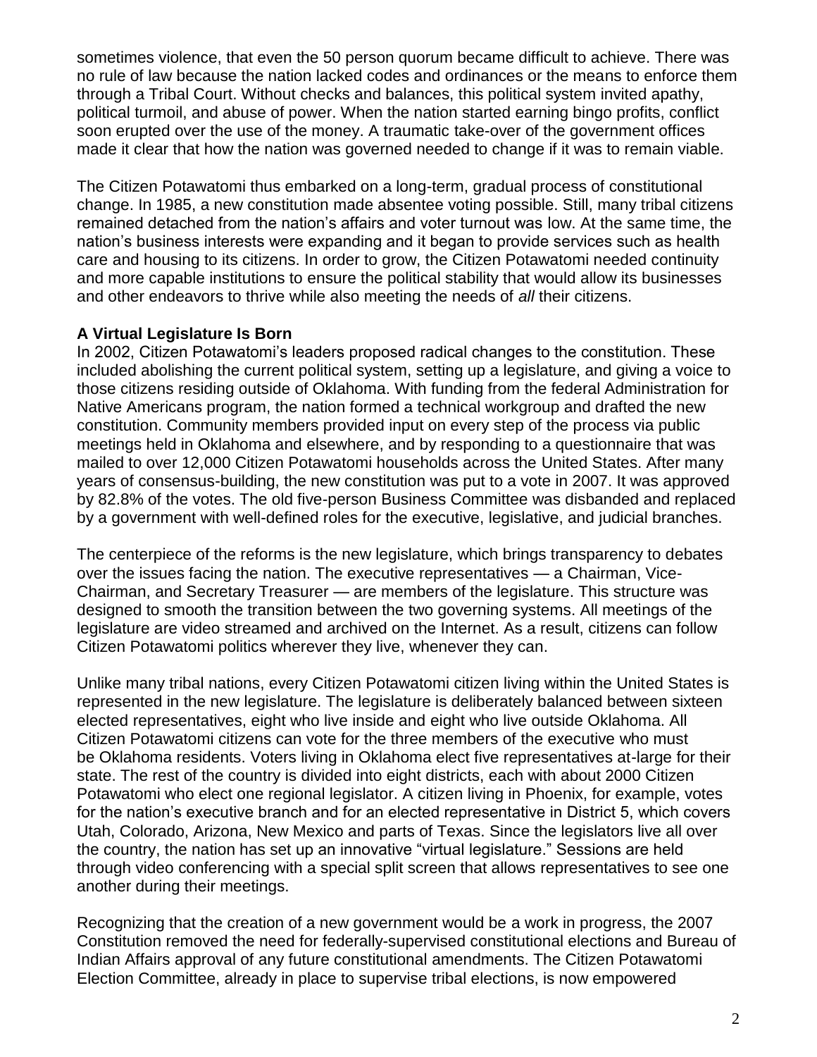sometimes violence, that even the 50 person quorum became difficult to achieve. There was no rule of law because the nation lacked codes and ordinances or the means to enforce them through a Tribal Court. Without checks and balances, this political system invited apathy, political turmoil, and abuse of power. When the nation started earning bingo profits, conflict soon erupted over the use of the money. A traumatic take-over of the government offices made it clear that how the nation was governed needed to change if it was to remain viable.

The Citizen Potawatomi thus embarked on a long-term, gradual process of constitutional change. In 1985, a new constitution made absentee voting possible. Still, many tribal citizens remained detached from the nation's affairs and voter turnout was low. At the same time, the nation's business interests were expanding and it began to provide services such as health care and housing to its citizens. In order to grow, the Citizen Potawatomi needed continuity and more capable institutions to ensure the political stability that would allow its businesses and other endeavors to thrive while also meeting the needs of *all* their citizens.

**A Virtual Legislature Is Born**

In 2002, Citizen Potawatomi's leaders proposed radical changes to the constitution. These included abolishing the current political system, setting up a legislature, and giving a voice to those citizens residing outside of Oklahoma. With funding from the federal Administration for Native Americans program, the nation formed a technical workgroup and drafted the new constitution. Community members provided input on every step of the process via public meetings held in Oklahoma and elsewhere, and by responding to a questionnaire that was mailed to over 12,000 Citizen Potawatomi households across the United States. After many years of consensus-building, the new constitution was put to a vote in 2007. It was approved by 82.8% of the votes. The old five-person Business Committee was disbanded and replaced by a government with well-defined roles for the executive, legislative, and judicial branches.

The centerpiece of the reforms is the new legislature, which brings transparency to debates over the issues facing the nation. The executive representatives — a Chairman, Vice-Chairman, and Secretary Treasurer — are members of the legislature. This structure was designed to smooth the transition between the two governing systems. All meetings of the legislature are video streamed and archived on the Internet. As a result, citizens can follow Citizen Potawatomi politics wherever they live, whenever they can.

Unlike many tribal nations, every Citizen Potawatomi citizen living within the United States is represented in the new legislature. The legislature is deliberately balanced between sixteen elected representatives, eight who live inside and eight who live outside Oklahoma. All Citizen Potawatomi citizens can vote for the three members of the executive who must be Oklahoma residents. Voters living in Oklahoma elect five representatives at-large for their state. The rest of the country is divided into eight districts, each with about 2000 Citizen Potawatomi who elect one regional legislator. A citizen living in Phoenix, for example, votes for the nation's executive branch and for an elected representative in District 5, which covers Utah, Colorado, Arizona, New Mexico and parts of Texas. Since the legislators live all over the country, the nation has set up an innovative "virtual legislature." Sessions are held through video conferencing with a special split screen that allows representatives to see one another during their meetings.

Recognizing that the creation of a new government would be a work in progress, the 2007 Constitution removed the need for federally-supervised constitutional elections and Bureau of Indian Affairs approval of any future constitutional amendments. The Citizen Potawatomi Election Committee, already in place to supervise tribal elections, is now empowered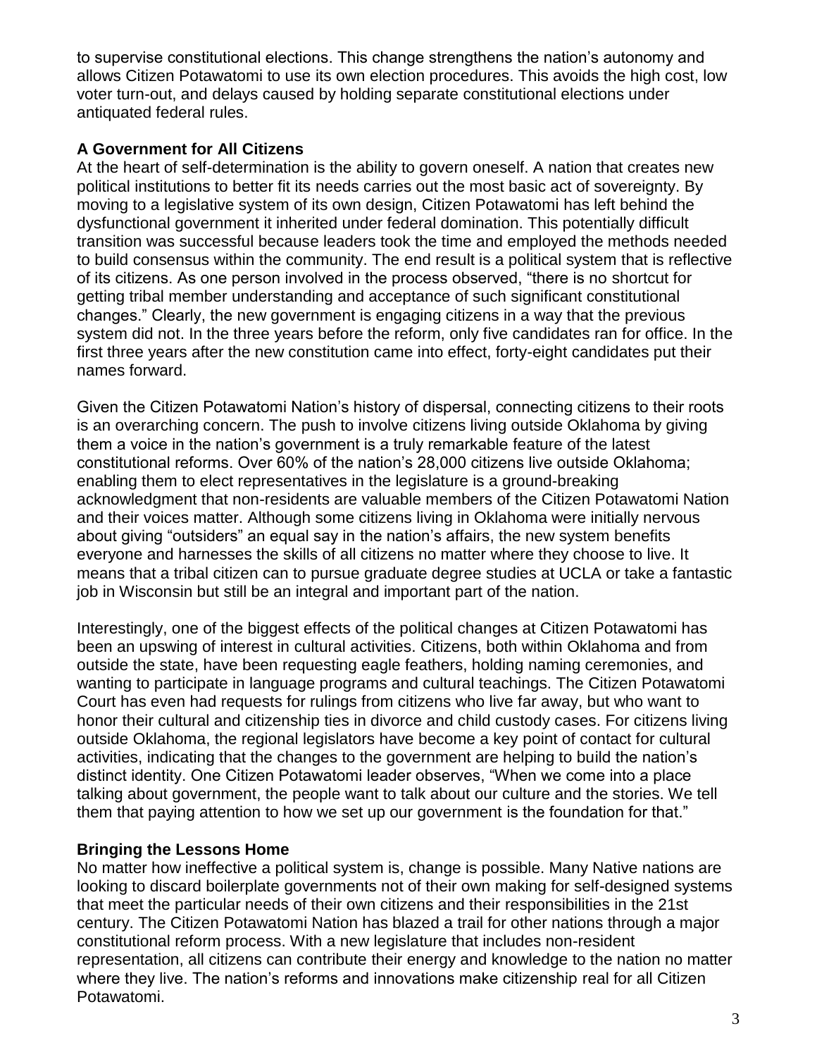to supervise constitutional elections. This change strengthens the nation's autonomy and allows Citizen Potawatomi to use its own election procedures. This avoids the high cost, low voter turn-out, and delays caused by holding separate constitutional elections under antiquated federal rules.

**A Government for All Citizens**

At the heart of self-determination is the ability to govern oneself. A nation that creates new political institutions to better fit its needs carries out the most basic act of sovereignty. By moving to a legislative system of its own design, Citizen Potawatomi has left behind the dysfunctional government it inherited under federal domination. This potentially difficult transition was successful because leaders took the time and employed the methods needed to build consensus within the community. The end result is a political system that is reflective of its citizens. As one person involved in the process observed, "there is no shortcut for getting tribal member understanding and acceptance of such significant constitutional changes." Clearly, the new government is engaging citizens in a way that the previous system did not. In the three years before the reform, only five candidates ran for office. In the first three years after the new constitution came into effect, forty-eight candidates put their names forward.

Given the Citizen Potawatomi Nation's history of dispersal, connecting citizens to their roots is an overarching concern. The push to involve citizens living outside Oklahoma by giving them a voice in the nation's government is a truly remarkable feature of the latest constitutional reforms. Over 60% of the nation's 28,000 citizens live outside Oklahoma; enabling them to elect representatives in the legislature is a ground-breaking acknowledgment that non-residents are valuable members of the Citizen Potawatomi Nation and their voices matter. Although some citizens living in Oklahoma were initially nervous about giving "outsiders" an equal say in the nation's affairs, the new system benefits everyone and harnesses the skills of all citizens no matter where they choose to live. It means that a tribal citizen can to pursue graduate degree studies at UCLA or take a fantastic job in Wisconsin but still be an integral and important part of the nation.

Interestingly, one of the biggest effects of the political changes at Citizen Potawatomi has been an upswing of interest in cultural activities. Citizens, both within Oklahoma and from outside the state, have been requesting eagle feathers, holding naming ceremonies, and wanting to participate in language programs and cultural teachings. The Citizen Potawatomi Court has even had requests for rulings from citizens who live far away, but who want to honor their cultural and citizenship ties in divorce and child custody cases. For citizens living outside Oklahoma, the regional legislators have become a key point of contact for cultural activities, indicating that the changes to the government are helping to build the nation's distinct identity. One Citizen Potawatomi leader observes, "When we come into a place talking about government, the people want to talk about our culture and the stories. We tell them that paying attention to how we set up our government is the foundation for that."

**Bringing the Lessons Home**

No matter how ineffective a political system is, change is possible. Many Native nations are looking to discard boilerplate governments not of their own making for self-designed systems that meet the particular needs of their own citizens and their responsibilities in the 21st century. The Citizen Potawatomi Nation has blazed a trail for other nations through a major constitutional reform process. With a new legislature that includes non-resident representation, all citizens can contribute their energy and knowledge to the nation no matter where they live. The nation's reforms and innovations make citizenship real for all Citizen Potawatomi.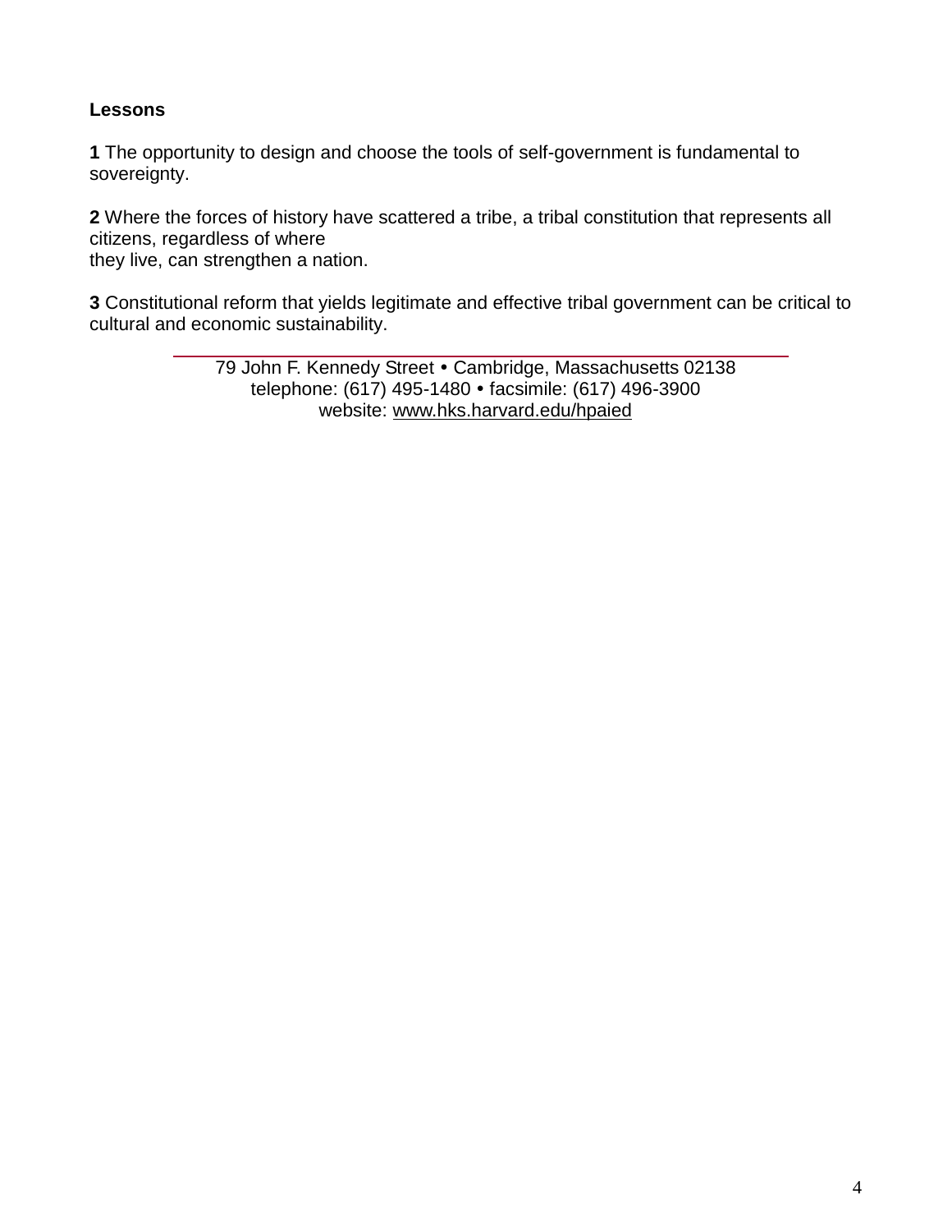**Lessons**

**1** The opportunity to design and choose the tools of self-government is fundamental to sovereignty.

**2** Where the forces of history have scattered a tribe, a tribal constitution that represents all citizens, regardless of where they live, can strengthen a nation.

**3** Constitutional reform that yields legitimate and effective tribal government can be critical to cultural and economic sustainability.

---

79 John F. Kennedy Street • Cambridge, Massachusetts 02138
telephone: (617) 495-1480 • facsimile: (617) 496-3900
website: www.hks.harvard.edu/hpaied